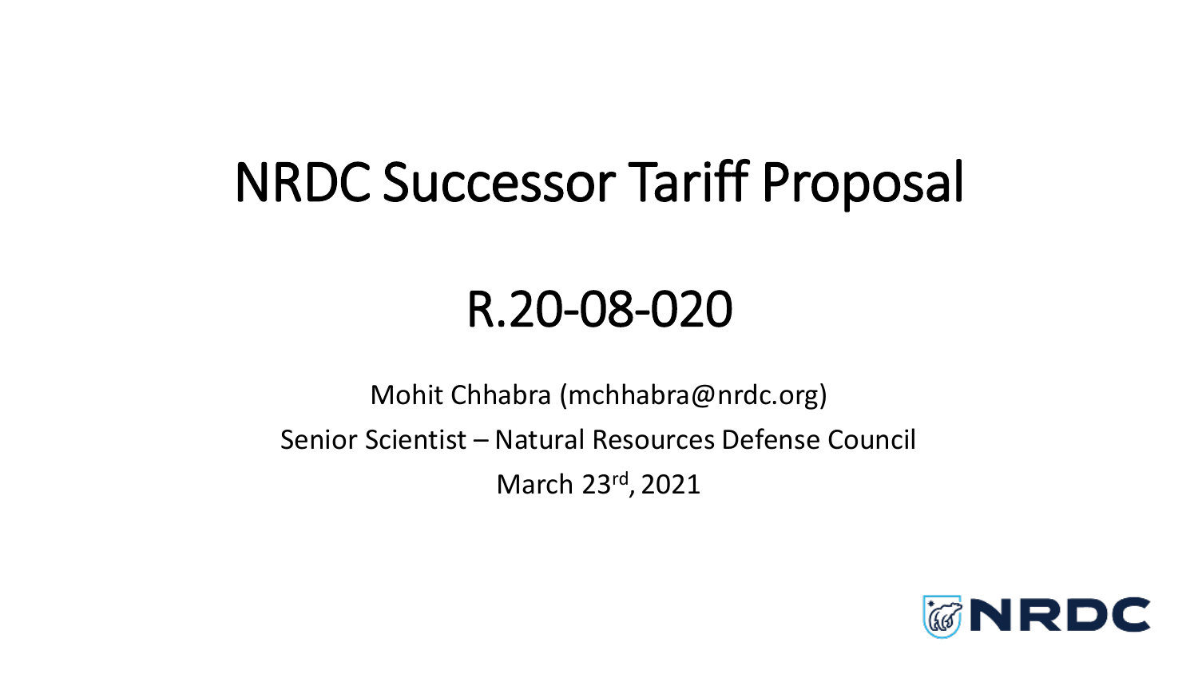# NRDC Successor Tariff Proposal

## R.20-08-020

Mohit Chhabra (mchhabra@nrdc.org)

Senior Scientist – Natural Resources Defense Council

March 23rd, 2021

NRDC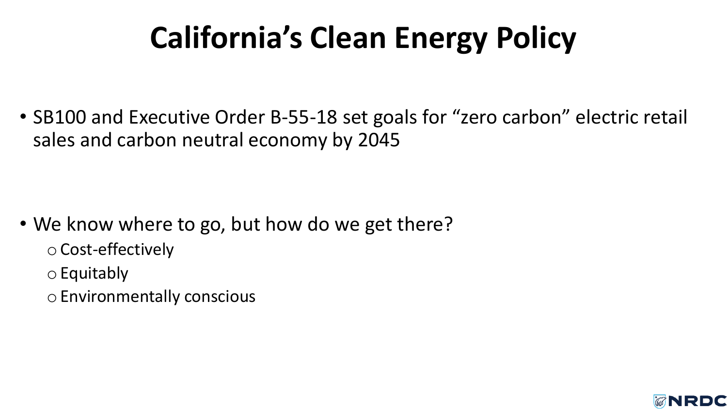# California's Clean Energy Policy

- SB100 and Executive Order B-55-18 set goals for "zero carbon" electric retail sales and carbon neutral economy by 2045

- We know where to go, but how do we get there?
  - Cost-effectively
  - Equitably
  - Environmentally conscious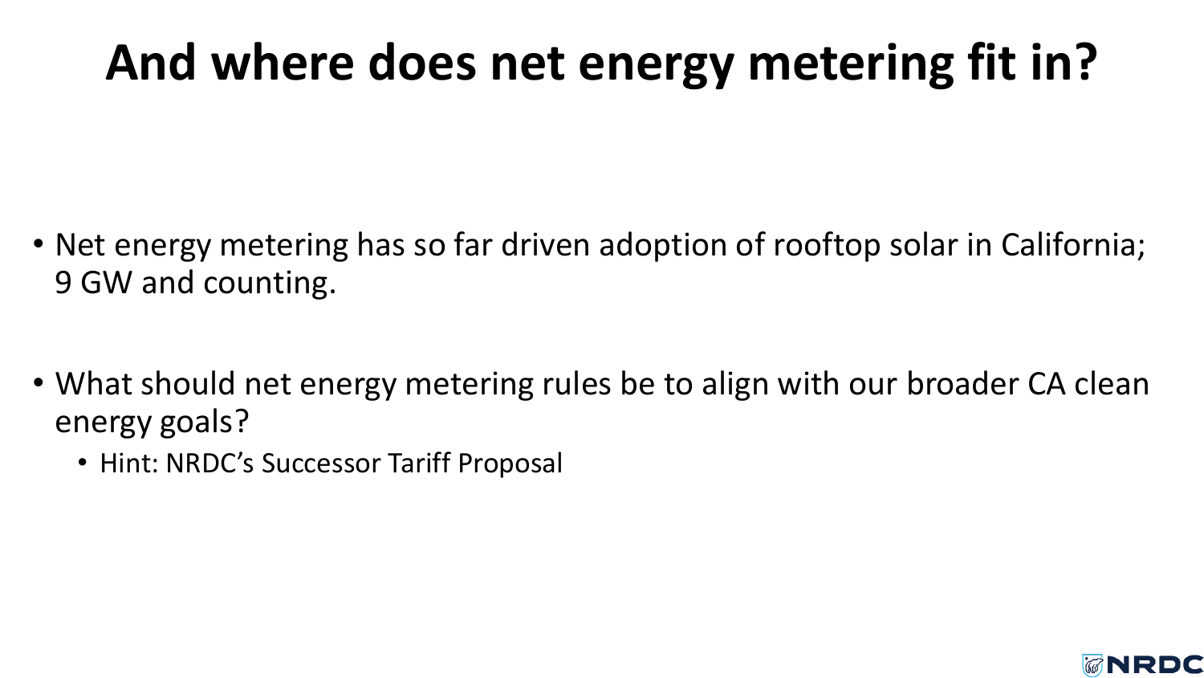# And where does net energy metering fit in?

- Net energy metering has so far driven adoption of rooftop solar in California; 9 GW and counting.
- What should net energy metering rules be to align with our broader CA clean energy goals?
  - Hint: NRDC's Successor Tariff Proposal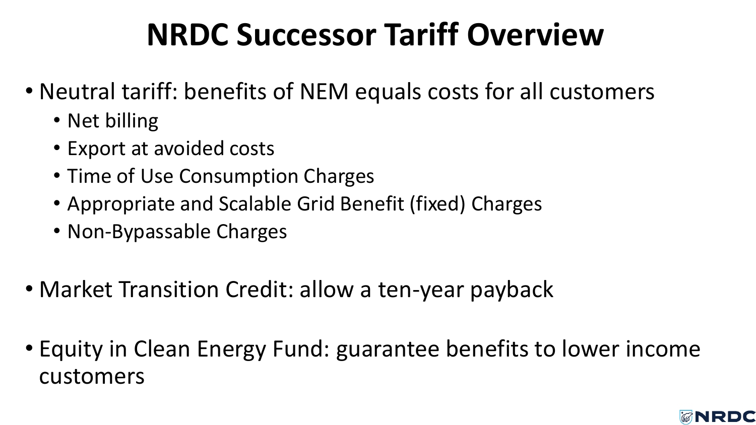# NRDC Successor Tariff Overview

- Neutral tariff: benefits of NEM equals costs for all customers
  - Net billing
  - Export at avoided costs
  - Time of Use Consumption Charges
  - Appropriate and Scalable Grid Benefit (fixed) Charges
  - Non-Bypassable Charges
- Market Transition Credit: allow a ten-year payback
- Equity in Clean Energy Fund: guarantee benefits to lower income customers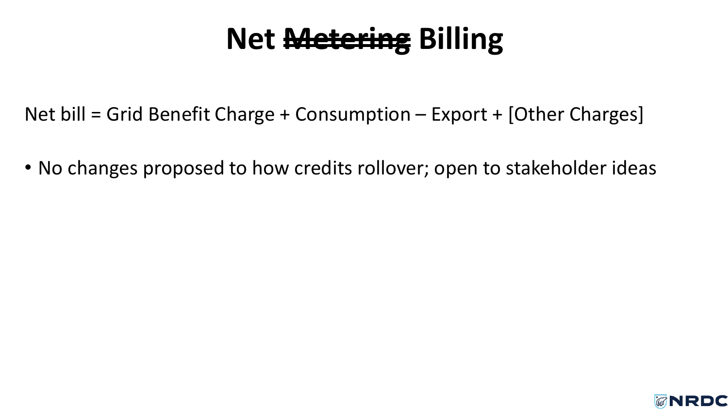# Net ~~Metering~~ Billing

Net bill = Grid Benefit Charge + Consumption – Export + [Other Charges]

- No changes proposed to how credits rollover; open to stakeholder ideas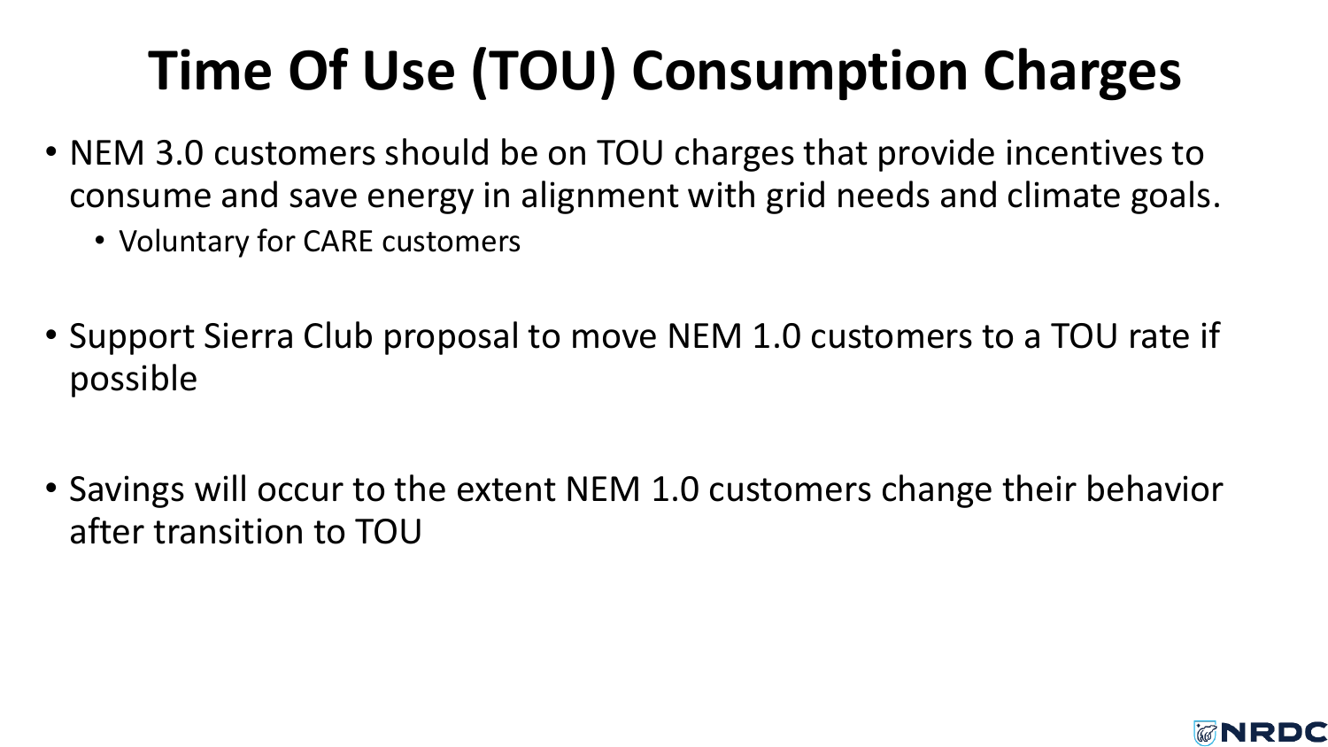# Time Of Use (TOU) Consumption Charges

- NEM 3.0 customers should be on TOU charges that provide incentives to consume and save energy in alignment with grid needs and climate goals.
  - Voluntary for CARE customers
- Support Sierra Club proposal to move NEM 1.0 customers to a TOU rate if possible
- Savings will occur to the extent NEM 1.0 customers change their behavior after transition to TOU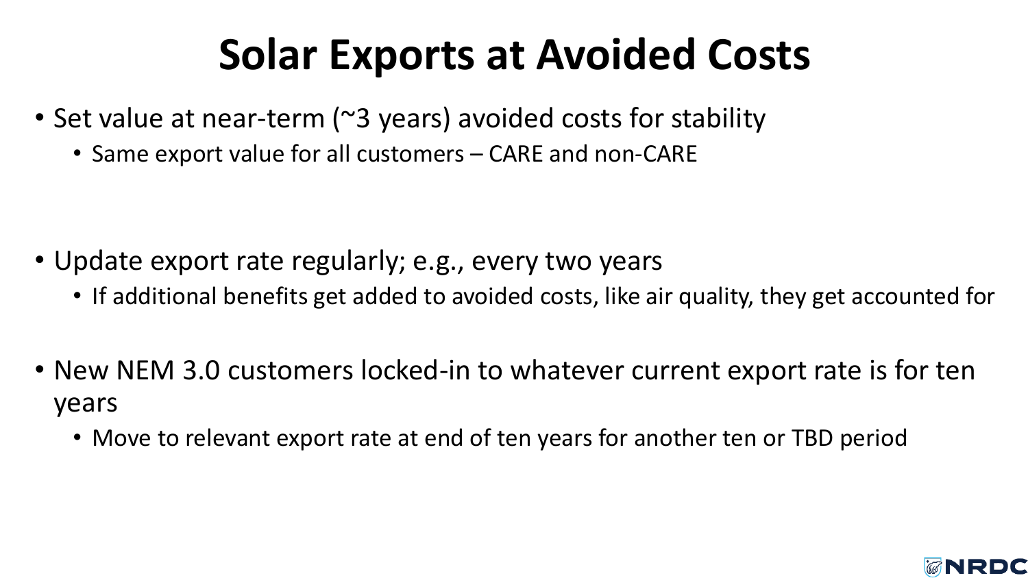# Solar Exports at Avoided Costs

- Set value at near-term (~3 years) avoided costs for stability
  - Same export value for all customers – CARE and non-CARE
- Update export rate regularly; e.g., every two years
  - If additional benefits get added to avoided costs, like air quality, they get accounted for
- New NEM 3.0 customers locked-in to whatever current export rate is for ten years
  - Move to relevant export rate at end of ten years for another ten or TBD period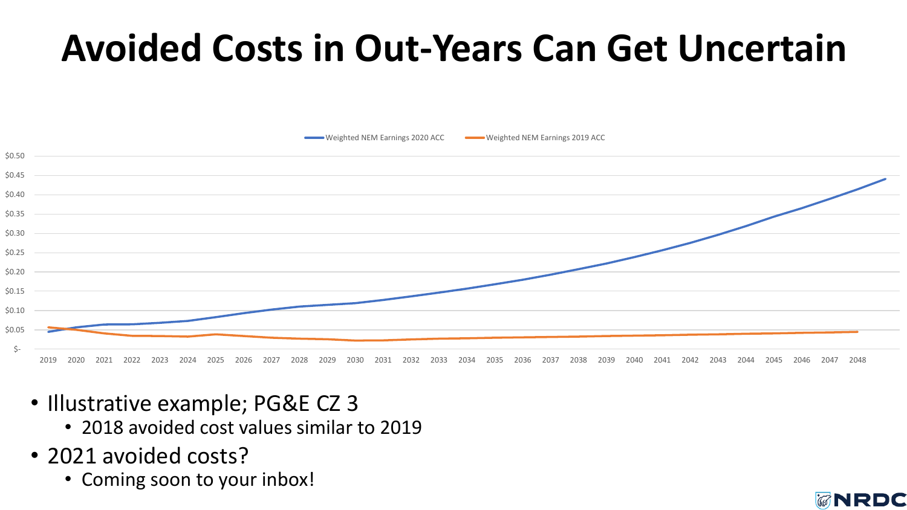# Avoided Costs in Out-Years Can Get Uncertain

- Illustrative example; PG&E CZ 3
  - 2018 avoided cost values similar to 2019
- 2021 avoided costs?
  - Coming soon to your inbox!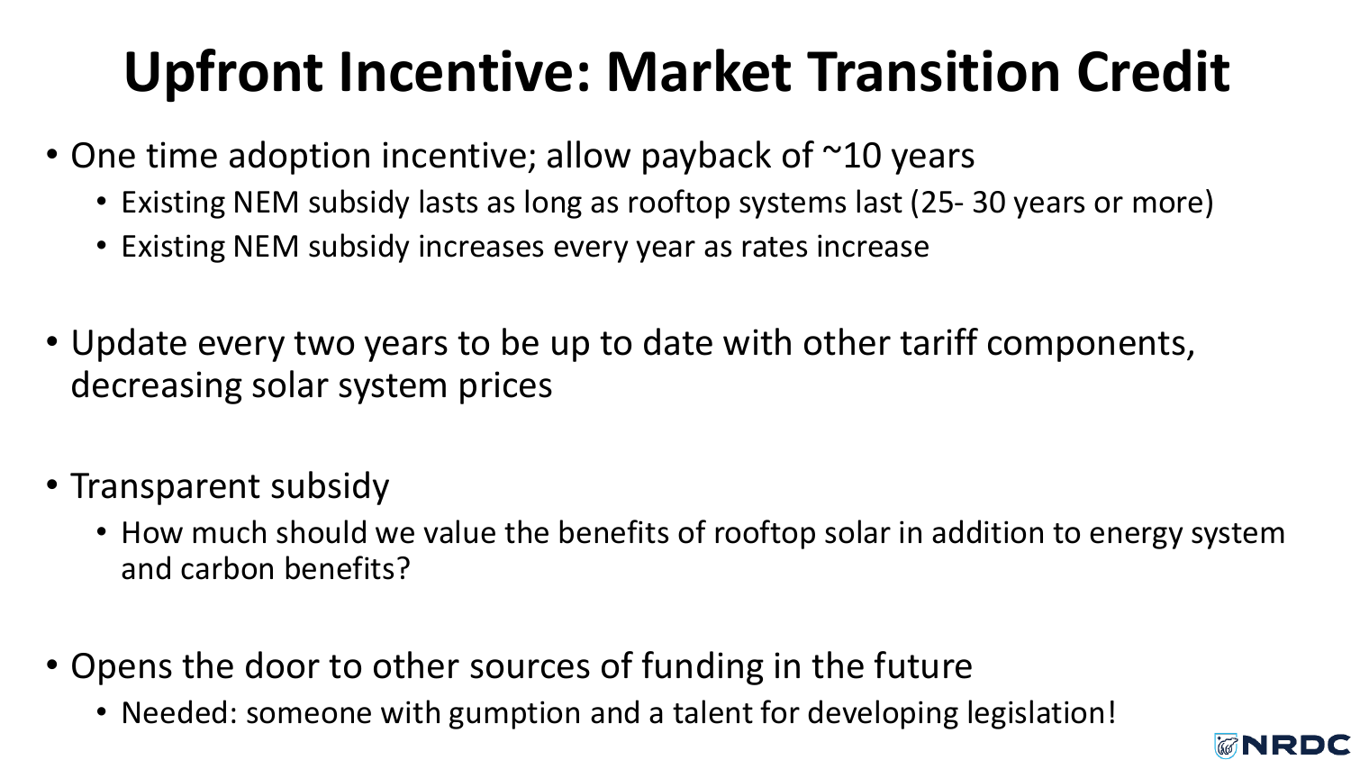# Upfront Incentive: Market Transition Credit

- One time adoption incentive; allow payback of ~10 years
  - Existing NEM subsidy lasts as long as rooftop systems last (25- 30 years or more)
  - Existing NEM subsidy increases every year as rates increase
- Update every two years to be up to date with other tariff components, decreasing solar system prices
- Transparent subsidy
  - How much should we value the benefits of rooftop solar in addition to energy system and carbon benefits?
- Opens the door to other sources of funding in the future
  - Needed: someone with gumption and a talent for developing legislation!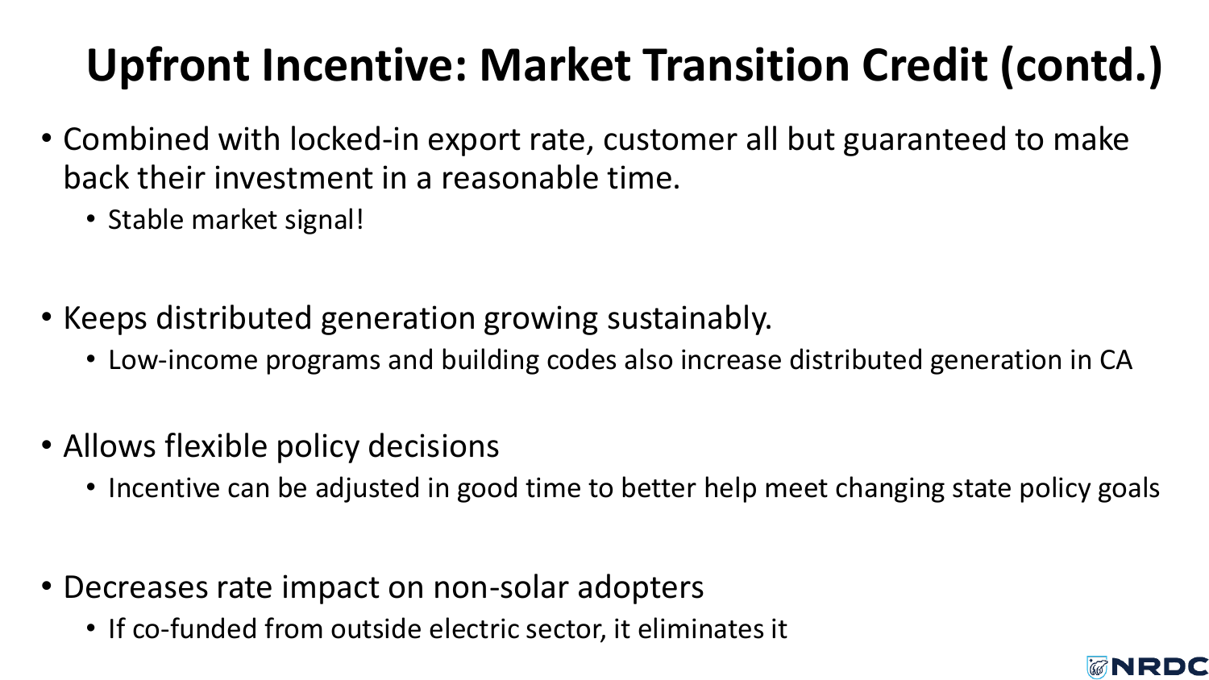# Upfront Incentive: Market Transition Credit (contd.)

- Combined with locked-in export rate, customer all but guaranteed to make back their investment in a reasonable time.
  - Stable market signal!
- Keeps distributed generation growing sustainably.
  - Low-income programs and building codes also increase distributed generation in CA
- Allows flexible policy decisions
  - Incentive can be adjusted in good time to better help meet changing state policy goals
- Decreases rate impact on non-solar adopters
  - If co-funded from outside electric sector, it eliminates it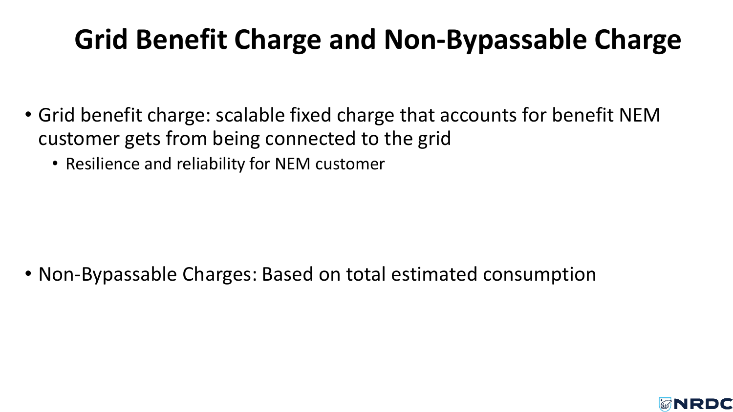# Grid Benefit Charge and Non-Bypassable Charge

- Grid benefit charge: scalable fixed charge that accounts for benefit NEM customer gets from being connected to the grid
  - Resilience and reliability for NEM customer

- Non-Bypassable Charges: Based on total estimated consumption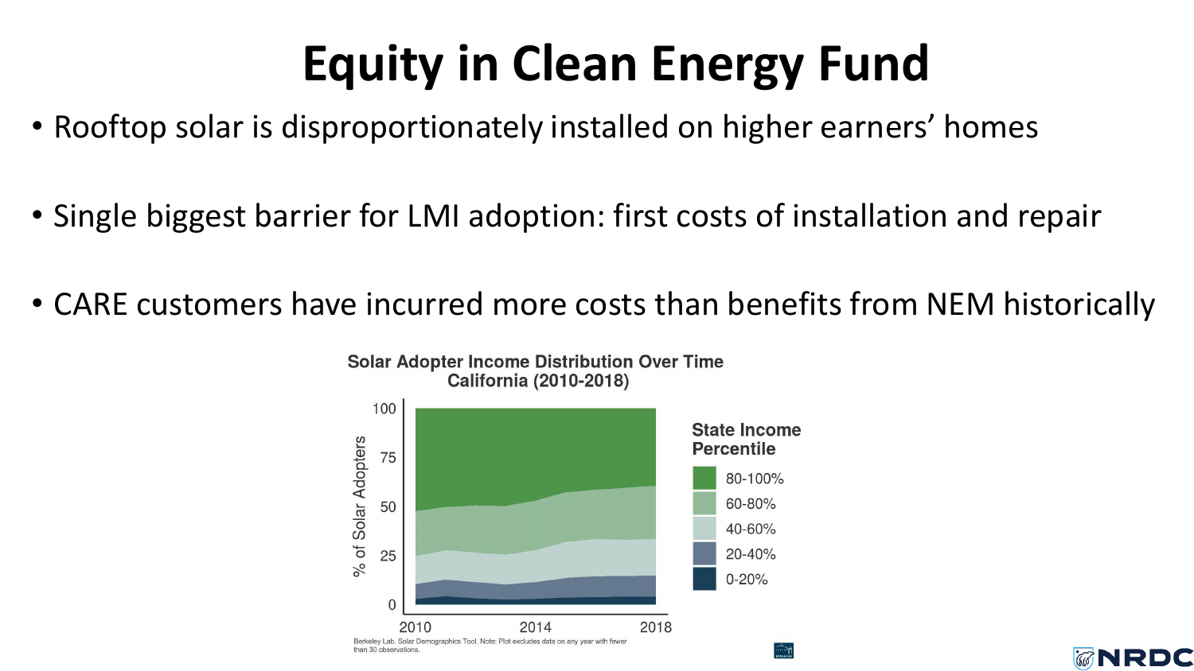# Equity in Clean Energy Fund

- Rooftop solar is disproportionately installed on higher earners' homes
- Single biggest barrier for LMI adoption: first costs of installation and repair
- CARE customers have incurred more costs than benefits from NEM historically

**Solar Adopter Income Distribution Over Time California (2010-2018)**

State Income Percentile: 80-100%, 60-80%, 40-60%, 20-40%, 0-20%

Berkeley Lab. Solar Demographics Tool. Note: Plot excludes data on any year with fewer than 30 observations.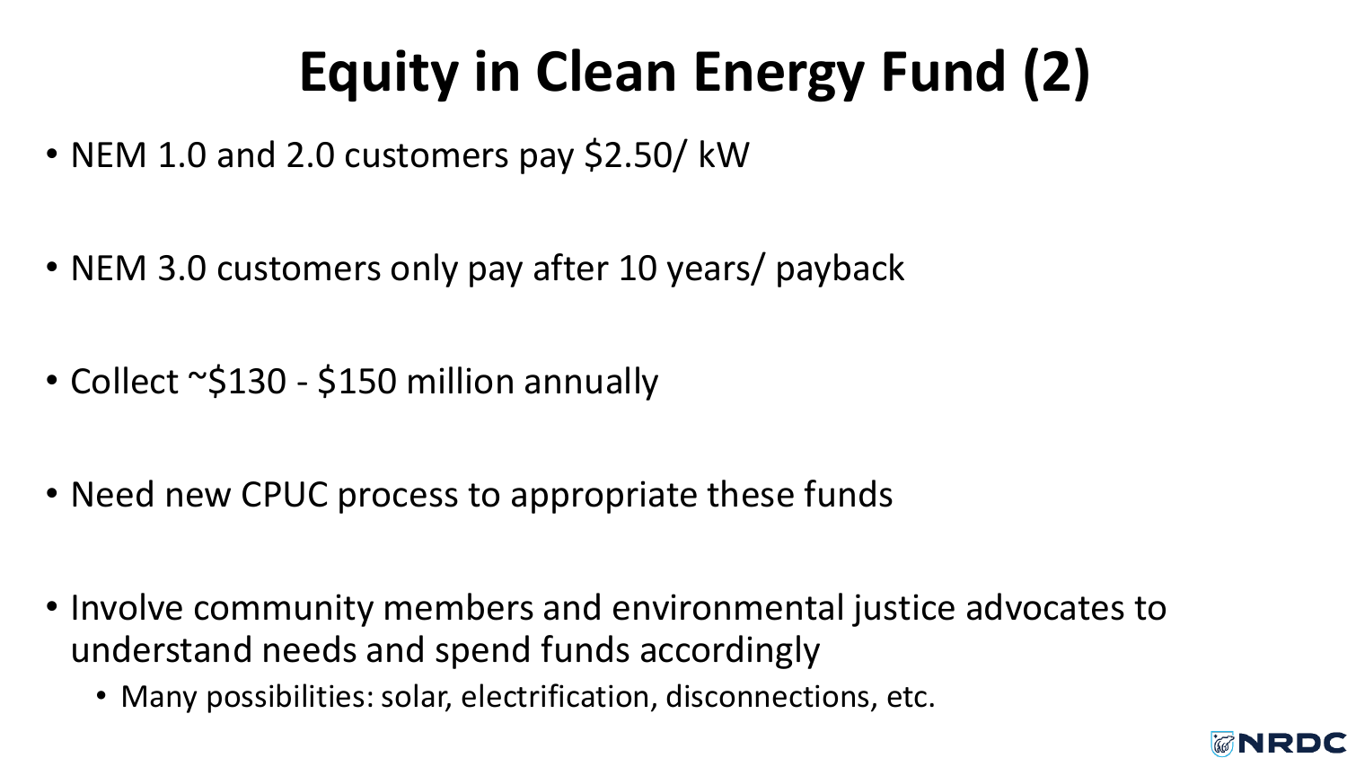# Equity in Clean Energy Fund (2)

- NEM 1.0 and 2.0 customers pay $2.50/ kW
- NEM 3.0 customers only pay after 10 years/ payback
- Collect ~$130 - $150 million annually
- Need new CPUC process to appropriate these funds
- Involve community members and environmental justice advocates to understand needs and spend funds accordingly
  - Many possibilities: solar, electrification, disconnections, etc.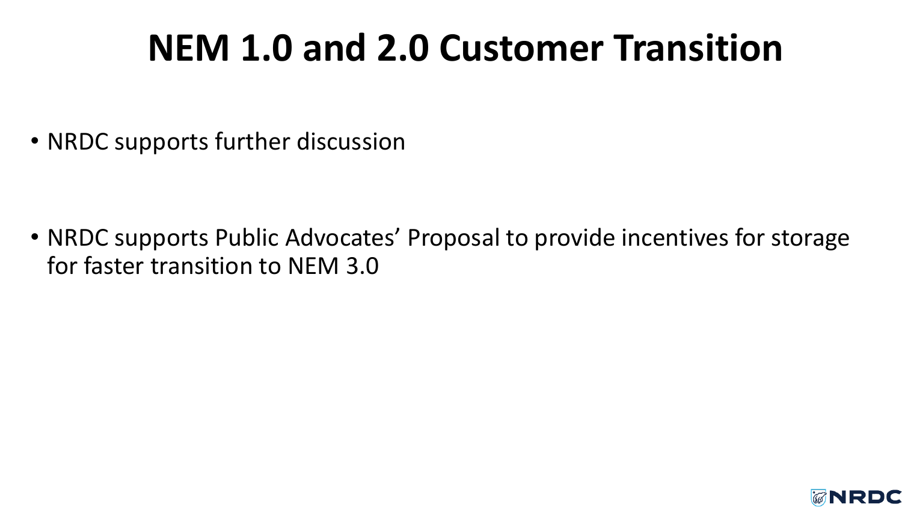# NEM 1.0 and 2.0 Customer Transition

- NRDC supports further discussion

- NRDC supports Public Advocates' Proposal to provide incentives for storage for faster transition to NEM 3.0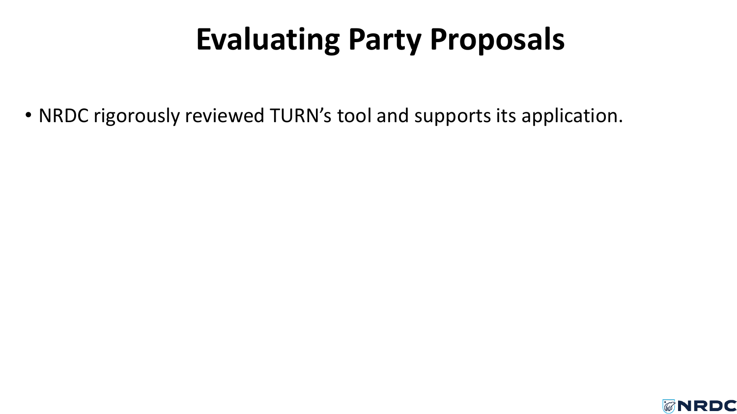# Evaluating Party Proposals

- NRDC rigorously reviewed TURN's tool and supports its application.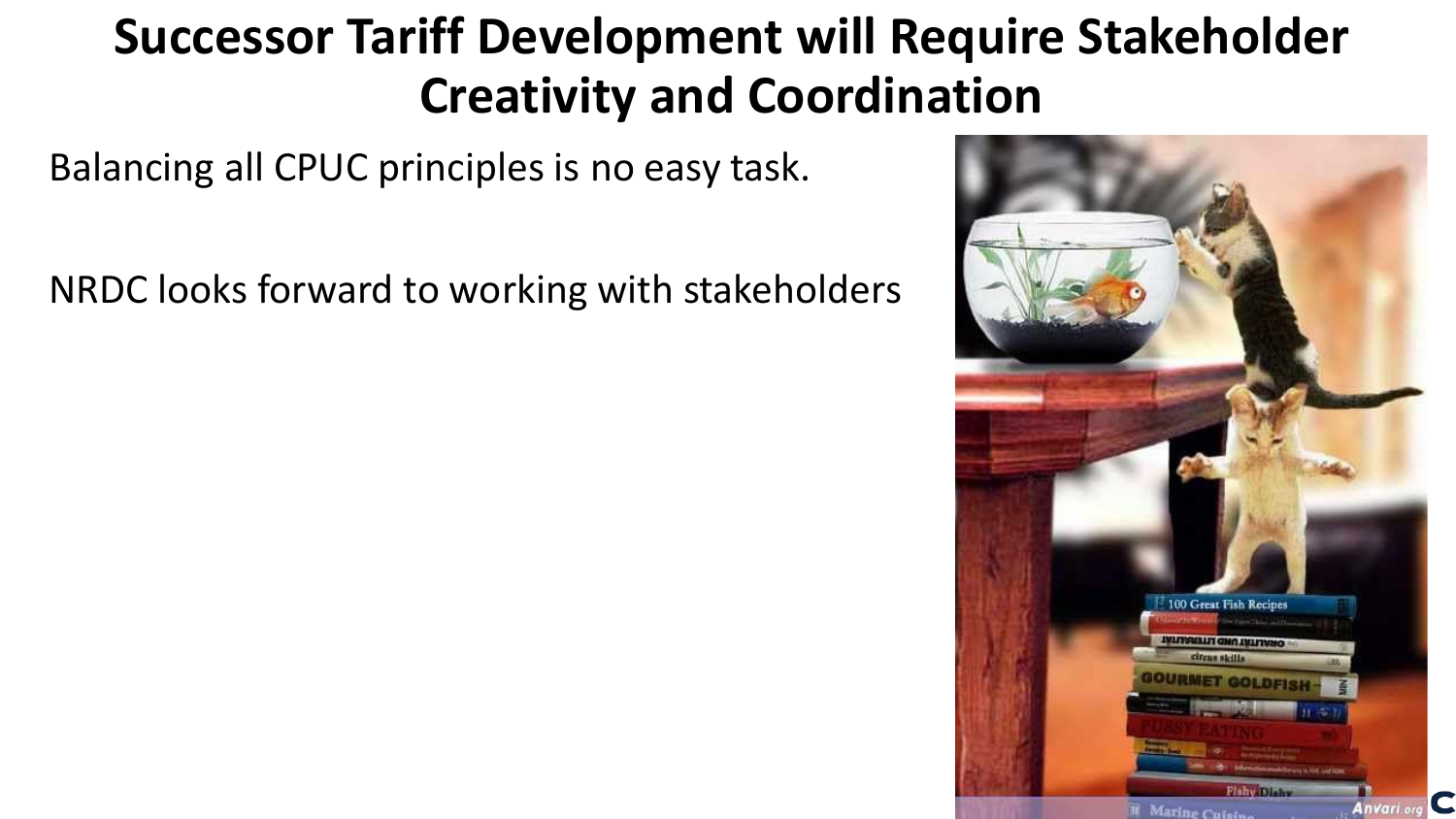# Successor Tariff Development will Require Stakeholder Creativity and Coordination

Balancing all CPUC principles is no easy task.

NRDC looks forward to working with stakeholders